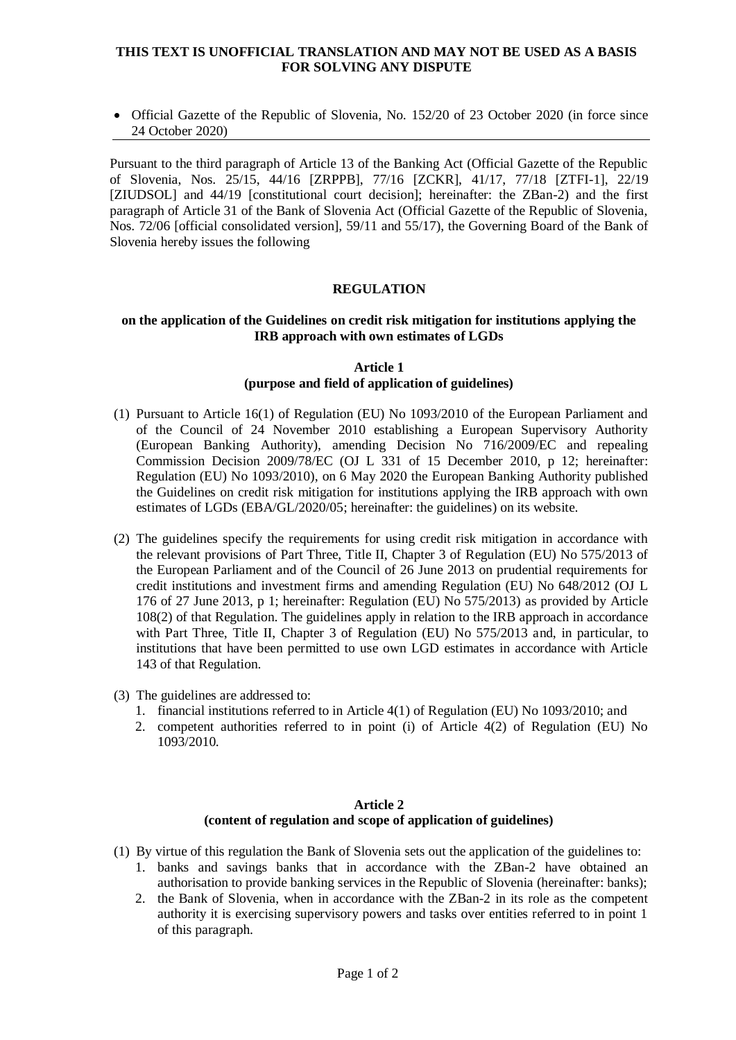**THIS TEXT IS UNOFFICIAL TRANSLATION AND MAY NOT BE USED AS A BASIS FOR SOLVING ANY DISPUTE**

- Official Gazette of the Republic of Slovenia, No. 152/20 of 23 October 2020 (in force since 24 October 2020)

---

Pursuant to the third paragraph of Article 13 of the Banking Act (Official Gazette of the Republic of Slovenia, Nos. 25/15, 44/16 [ZRPPB], 77/16 [ZCKR], 41/17, 77/18 [ZTFI-1], 22/19 [ZIUDSOL] and 44/19 [constitutional court decision]; hereinafter: the ZBan-2) and the first paragraph of Article 31 of the Bank of Slovenia Act (Official Gazette of the Republic of Slovenia, Nos. 72/06 [official consolidated version], 59/11 and 55/17), the Governing Board of the Bank of Slovenia hereby issues the following

# REGULATION

## on the application of the Guidelines on credit risk mitigation for institutions applying the IRB approach with own estimates of LGDs

### Article 1
### (purpose and field of application of guidelines)

(1) Pursuant to Article 16(1) of Regulation (EU) No 1093/2010 of the European Parliament and of the Council of 24 November 2010 establishing a European Supervisory Authority (European Banking Authority), amending Decision No 716/2009/EC and repealing Commission Decision 2009/78/EC (OJ L 331 of 15 December 2010, p 12; hereinafter: Regulation (EU) No 1093/2010), on 6 May 2020 the European Banking Authority published the Guidelines on credit risk mitigation for institutions applying the IRB approach with own estimates of LGDs (EBA/GL/2020/05; hereinafter: the guidelines) on its website.

(2) The guidelines specify the requirements for using credit risk mitigation in accordance with the relevant provisions of Part Three, Title II, Chapter 3 of Regulation (EU) No 575/2013 of the European Parliament and of the Council of 26 June 2013 on prudential requirements for credit institutions and investment firms and amending Regulation (EU) No 648/2012 (OJ L 176 of 27 June 2013, p 1; hereinafter: Regulation (EU) No 575/2013) as provided by Article 108(2) of that Regulation. The guidelines apply in relation to the IRB approach in accordance with Part Three, Title II, Chapter 3 of Regulation (EU) No 575/2013 and, in particular, to institutions that have been permitted to use own LGD estimates in accordance with Article 143 of that Regulation.

(3) The guidelines are addressed to:
   1. financial institutions referred to in Article 4(1) of Regulation (EU) No 1093/2010; and
   2. competent authorities referred to in point (i) of Article 4(2) of Regulation (EU) No 1093/2010.

### Article 2
### (content of regulation and scope of application of guidelines)

(1) By virtue of this regulation the Bank of Slovenia sets out the application of the guidelines to:
   1. banks and savings banks that in accordance with the ZBan-2 have obtained an authorisation to provide banking services in the Republic of Slovenia (hereinafter: banks);
   2. the Bank of Slovenia, when in accordance with the ZBan-2 in its role as the competent authority it is exercising supervisory powers and tasks over entities referred to in point 1 of this paragraph.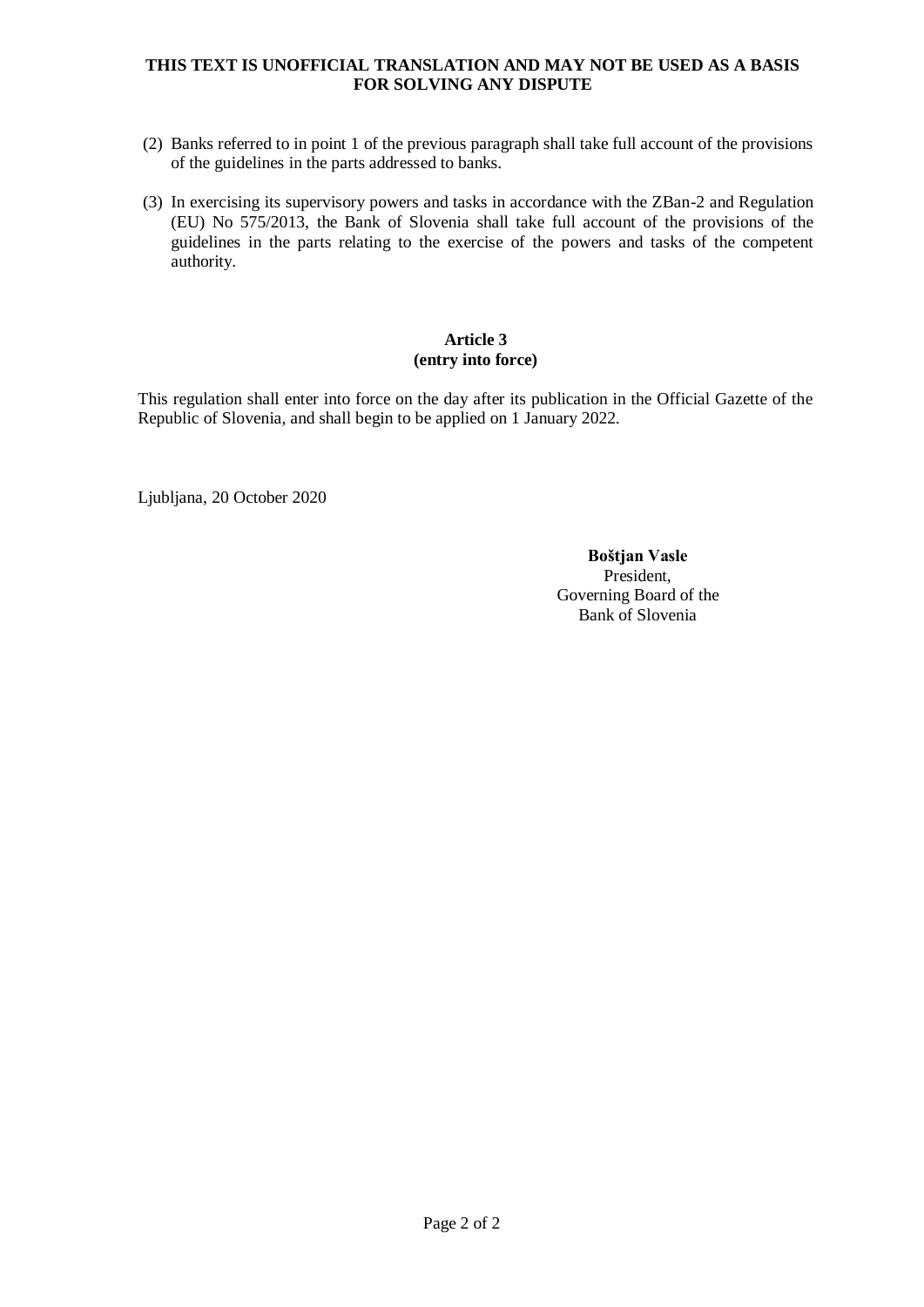(2) Banks referred to in point 1 of the previous paragraph shall take full account of the provisions of the guidelines in the parts addressed to banks.

(3) In exercising its supervisory powers and tasks in accordance with the ZBan-2 and Regulation (EU) No 575/2013, the Bank of Slovenia shall take full account of the provisions of the guidelines in the parts relating to the exercise of the powers and tasks of the competent authority.

**Article 3**
**(entry into force)**

This regulation shall enter into force on the day after its publication in the Official Gazette of the Republic of Slovenia, and shall begin to be applied on 1 January 2022.

Ljubljana, 20 October 2020

**Boštjan Vasle**
President,
Governing Board of the
Bank of Slovenia